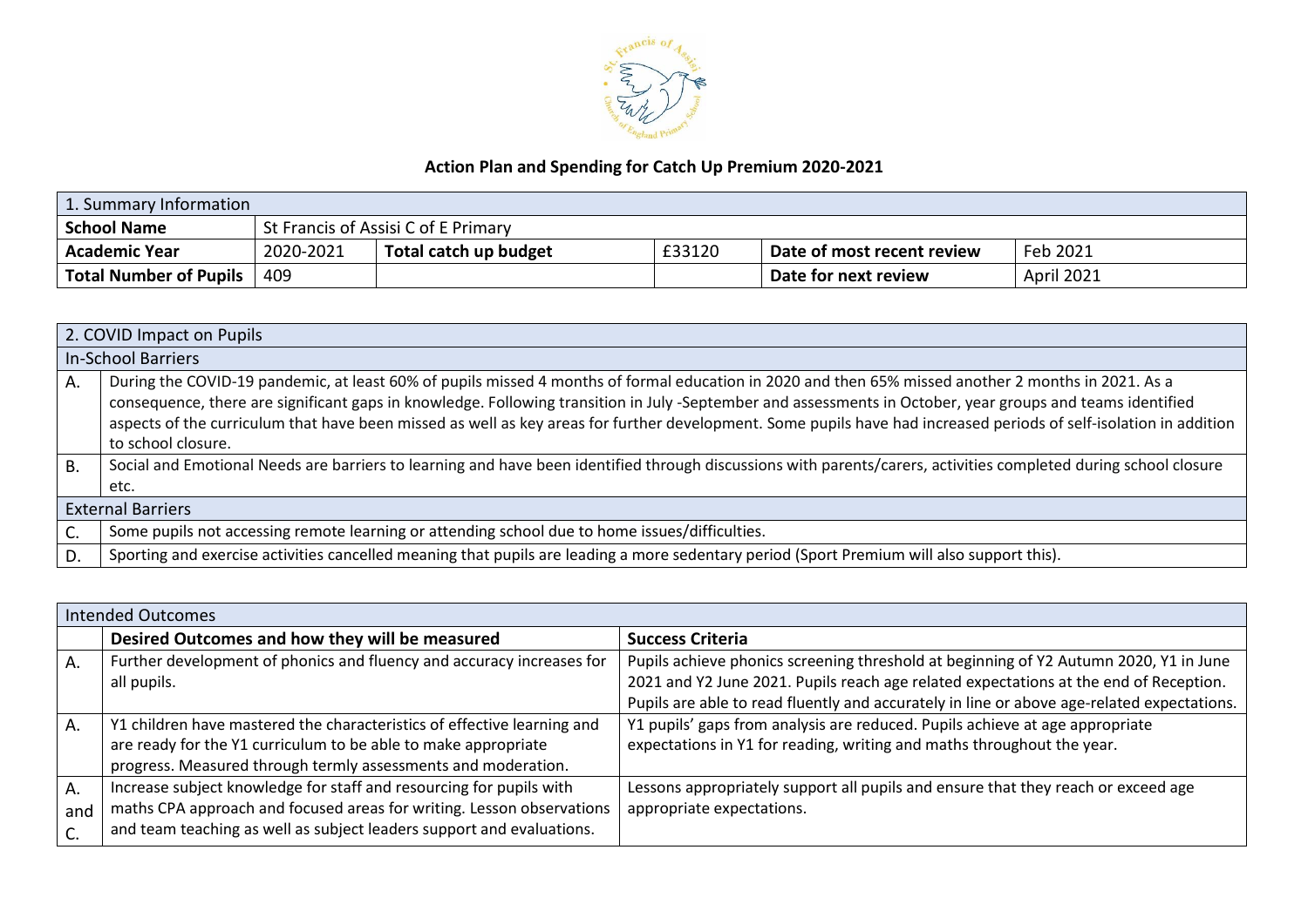# Action Plan and Spending for Catch Up Premium 2020-2021

| 1. Summary Information | | | | | |
|---|---|---|---|---|---|
| **School Name** | St Francis of Assisi C of E Primary | | | | |
| **Academic Year** | 2020-2021 | **Total catch up budget** | £33120 | **Date of most recent review** | Feb 2021 |
| **Total Number of Pupils** | 409 | | | **Date for next review** | April 2021 |

| 2. COVID Impact on Pupils | |
|---|---|
| **In-School Barriers** | |
| A. | During the COVID-19 pandemic, at least 60% of pupils missed 4 months of formal education in 2020 and then 65% missed another 2 months in 2021. As a consequence, there are significant gaps in knowledge. Following transition in July -September and assessments in October, year groups and teams identified aspects of the curriculum that have been missed as well as key areas for further development. Some pupils have had increased periods of self-isolation in addition to school closure. |
| B. | Social and Emotional Needs are barriers to learning and have been identified through discussions with parents/carers, activities completed during school closure etc. |
| **External Barriers** | |
| C. | Some pupils not accessing remote learning or attending school due to home issues/difficulties. |
| D. | Sporting and exercise activities cancelled meaning that pupils are leading a more sedentary period (Sport Premium will also support this). |

| Intended Outcomes | | |
|---|---|---|
| | **Desired Outcomes and how they will be measured** | **Success Criteria** |
| A. | Further development of phonics and fluency and accuracy increases for all pupils. | Pupils achieve phonics screening threshold at beginning of Y2 Autumn 2020, Y1 in June 2021 and Y2 June 2021. Pupils reach age related expectations at the end of Reception. Pupils are able to read fluently and accurately in line or above age-related expectations. |
| A. | Y1 children have mastered the characteristics of effective learning and are ready for the Y1 curriculum to be able to make appropriate progress. Measured through termly assessments and moderation. | Y1 pupils' gaps from analysis are reduced. Pupils achieve at age appropriate expectations in Y1 for reading, writing and maths throughout the year. |
| A. and C. | Increase subject knowledge for staff and resourcing for pupils with maths CPA approach and focused areas for writing. Lesson observations and team teaching as well as subject leaders support and evaluations. | Lessons appropriately support all pupils and ensure that they reach or exceed age appropriate expectations. |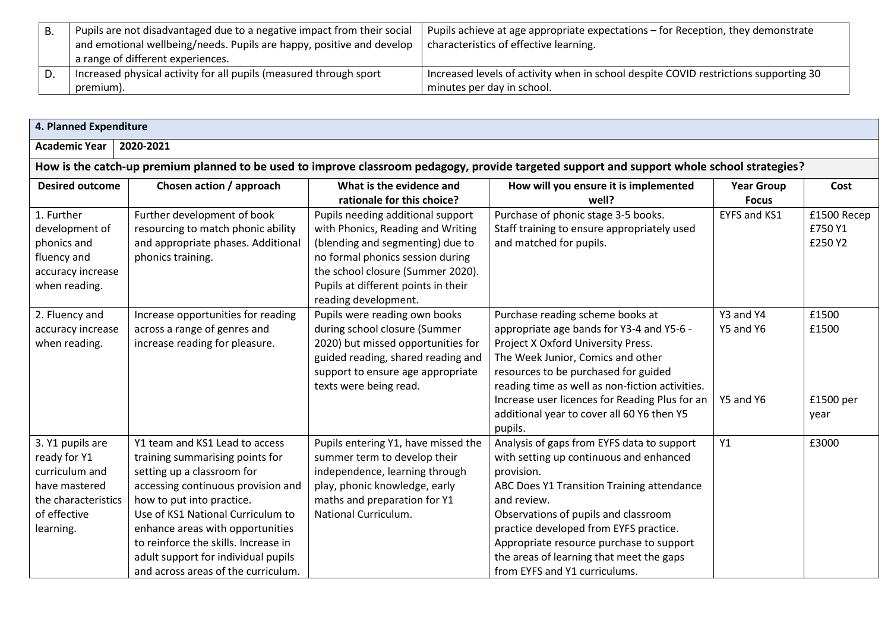| B. | Pupils are not disadvantaged due to a negative impact from their social and emotional wellbeing/needs. Pupils are happy, positive and develop a range of different experiences. | Pupils achieve at age appropriate expectations – for Reception, they demonstrate characteristics of effective learning. |
|---|---|---|
| D. | Increased physical activity for all pupils (measured through sport premium). | Increased levels of activity when in school despite COVID restrictions supporting 30 minutes per day in school. |

**4. Planned Expenditure**

**Academic Year** 2020-2021

**How is the catch-up premium planned to be used to improve classroom pedagogy, provide targeted support and support whole school strategies?**

| Desired outcome | Chosen action / approach | What is the evidence and rationale for this choice? | How will you ensure it is implemented well? | Year Group Focus | Cost |
|---|---|---|---|---|---|
| 1. Further development of phonics and fluency and accuracy increase when reading. | Further development of book resourcing to match phonic ability and appropriate phases. Additional phonics training. | Pupils needing additional support with Phonics, Reading and Writing (blending and segmenting) due to no formal phonics session during the school closure (Summer 2020). Pupils at different points in their reading development. | Purchase of phonic stage 3-5 books. Staff training to ensure appropriately used and matched for pupils. | EYFS and KS1 | £1500 Recep<br>£750 Y1<br>£250 Y2 |
| 2. Fluency and accuracy increase when reading. | Increase opportunities for reading across a range of genres and increase reading for pleasure. | Pupils were reading own books during school closure (Summer 2020) but missed opportunities for guided reading, shared reading and support to ensure age appropriate texts were being read. | Purchase reading scheme books at appropriate age bands for Y3-4 and Y5-6 - Project X Oxford University Press.<br>The Week Junior, Comics and other resources to be purchased for guided reading time as well as non-fiction activities.<br>Increase user licences for Reading Plus for an additional year to cover all 60 Y6 then Y5 pupils. | Y3 and Y4<br>Y5 and Y6<br><br>Y5 and Y6 | £1500<br>£1500<br><br>£1500 per year |
| 3. Y1 pupils are ready for Y1 curriculum and have mastered the characteristics of effective learning. | Y1 team and KS1 Lead to access training summarising points for setting up a classroom for accessing continuous provision and how to put into practice.<br>Use of KS1 National Curriculum to enhance areas with opportunities to reinforce the skills. Increase in adult support for individual pupils and across areas of the curriculum. | Pupils entering Y1, have missed the summer term to develop their independence, learning through play, phonic knowledge, early maths and preparation for Y1 National Curriculum. | Analysis of gaps from EYFS data to support with setting up continuous and enhanced provision.<br>ABC Does Y1 Transition Training attendance and review.<br>Observations of pupils and classroom practice developed from EYFS practice.<br>Appropriate resource purchase to support the areas of learning that meet the gaps from EYFS and Y1 curriculums. | Y1 | £3000 |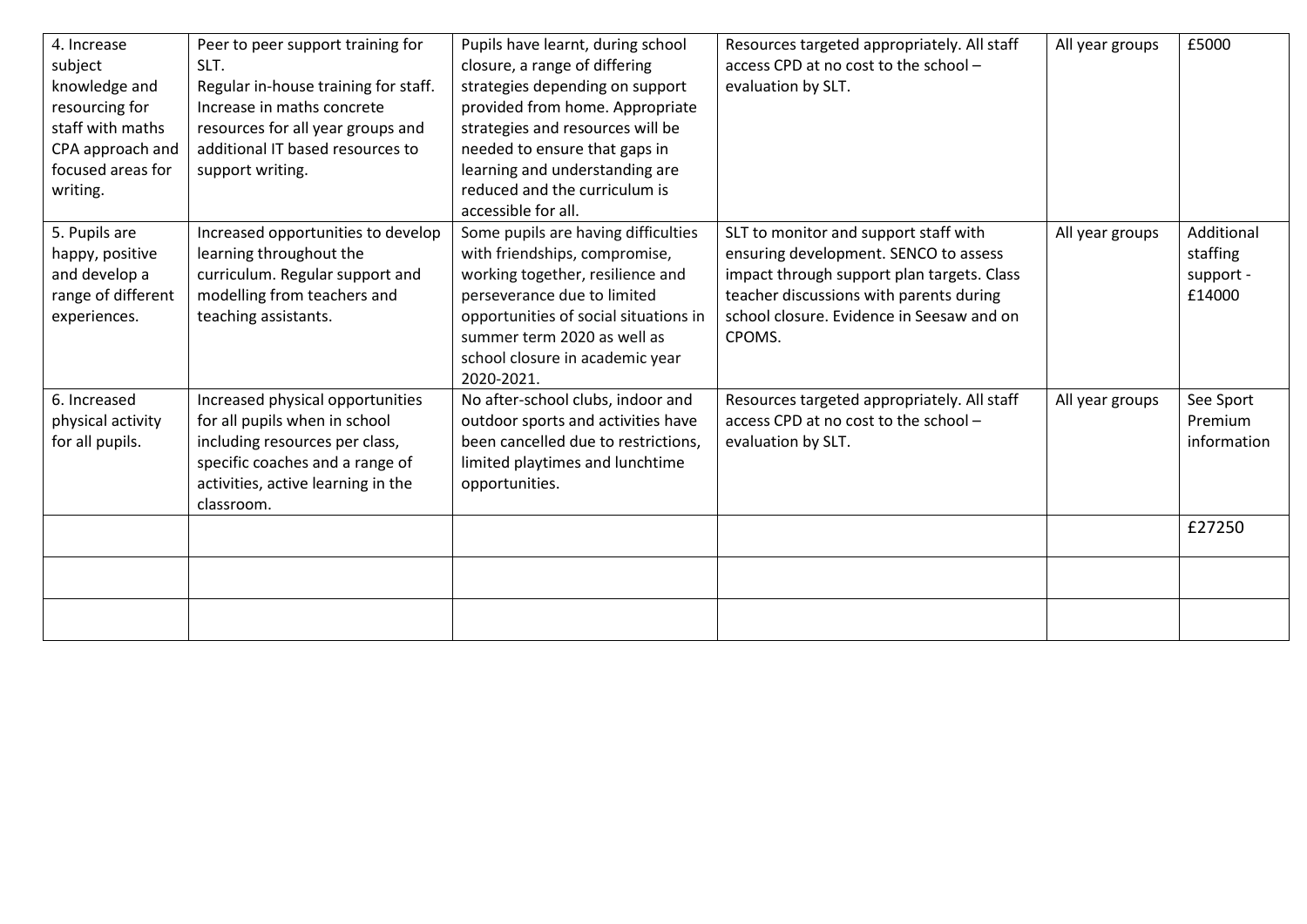| | | | | | |
|---|---|---|---|---|---|
| 4. Increase subject knowledge and resourcing for staff with maths CPA approach and focused areas for writing. | Peer to peer support training for SLT. Regular in-house training for staff. Increase in maths concrete resources for all year groups and additional IT based resources to support writing. | Pupils have learnt, during school closure, a range of differing strategies depending on support provided from home. Appropriate strategies and resources will be needed to ensure that gaps in learning and understanding are reduced and the curriculum is accessible for all. | Resources targeted appropriately. All staff access CPD at no cost to the school – evaluation by SLT. | All year groups | £5000 |
| 5. Pupils are happy, positive and develop a range of different experiences. | Increased opportunities to develop learning throughout the curriculum. Regular support and modelling from teachers and teaching assistants. | Some pupils are having difficulties with friendships, compromise, working together, resilience and perseverance due to limited opportunities of social situations in summer term 2020 as well as school closure in academic year 2020-2021. | SLT to monitor and support staff with ensuring development. SENCO to assess impact through support plan targets. Class teacher discussions with parents during school closure. Evidence in Seesaw and on CPOMS. | All year groups | Additional staffing support - £14000 |
| 6. Increased physical activity for all pupils. | Increased physical opportunities for all pupils when in school including resources per class, specific coaches and a range of activities, active learning in the classroom. | No after-school clubs, indoor and outdoor sports and activities have been cancelled due to restrictions, limited playtimes and lunchtime opportunities. | Resources targeted appropriately. All staff access CPD at no cost to the school – evaluation by SLT. | All year groups | See Sport Premium information |
| | | | | | £27250 |
| | | | | | |
| | | | | | |